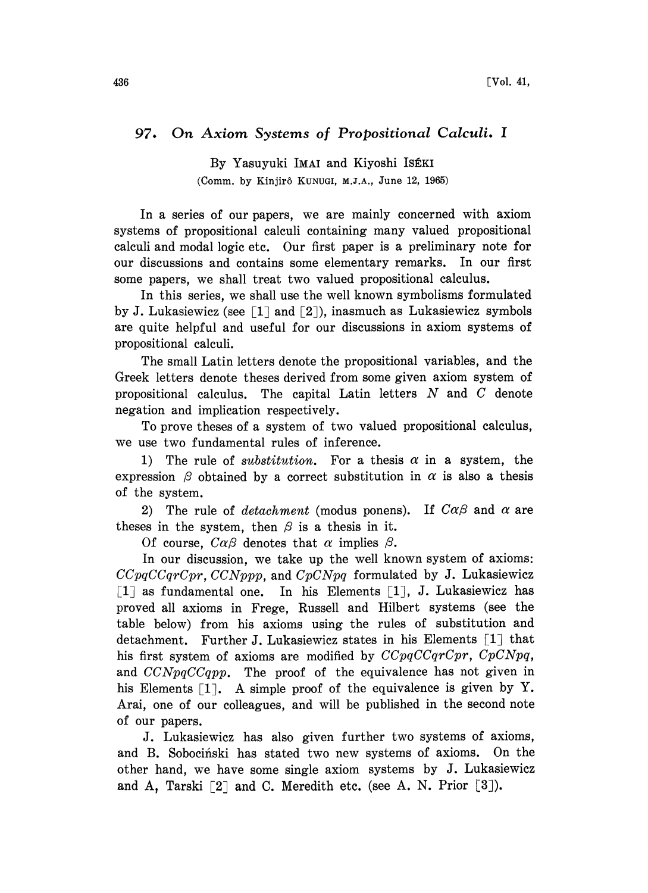# 97. On Axiom Systems of Propositional Calculi. I

By Yasuyuki IMAI and Kiyoshi ISÉKI

(Comm. by Kinjirô KUNUGI, M.J.A., June 12, 1965)

In a series of our papers, we are mainly concerned with axiom systems of propositional calculi containing many valued propositional calculi and modal logic etc. Our first paper is a preliminary note for our discussions and contains some elementary remarks. In our first some papers, we shall treat two valued propositional calculus.

In this series, we shall use the well known symbolisms formulated by J. Lukasiewicz (see [1] and [2]), inasmuch as Lukasiewicz symbols are quite helpful and useful for our discussions in axiom systems of propositional calculi.

The small Latin letters denote the propositional variables, and the Greek letters denote theses derived from some given axiom system of propositional calculus. The capital Latin letters $N$ and $C$ denote negation and implication respectively.

To prove theses of a system of two valued propositional calculus, we use two fundamental rules of inference.

1) The rule of *substitution*. For a thesis $\alpha$ in a system, the expression $\beta$ obtained by a correct substitution in $\alpha$ is also a thesis of the system.

2) The rule of *detachment* (modus ponens). If $C\alpha\beta$ and $\alpha$ are theses in the system, then $\beta$ is a thesis in it.

Of course, $C\alpha\beta$ denotes that $\alpha$ implies $\beta$.

In our discussion, we take up the well known system of axioms: $CCpqCCqrCpr$, $CCNppp$, and $CpCNpq$ formulated by J. Lukasiewicz [1] as fundamental one. In his Elements [1], J. Lukasiewicz has proved all axioms in Frege, Russell and Hilbert systems (see the table below) from his axioms using the rules of substitution and detachment. Further J. Lukasiewicz states in his Elements [1] that his first system of axioms are modified by $CCpqCCqrCpr$, $CpCNpq$, and $CCNpqCCqpp$. The proof of the equivalence has not given in his Elements [1]. A simple proof of the equivalence is given by Y. Arai, one of our colleagues, and will be published in the second note of our papers.

J. Lukasiewicz has also given further two systems of axioms, and B. Sobociński has stated two new systems of axioms. On the other hand, we have some single axiom systems by J. Lukasiewicz and A, Tarski [2] and C. Meredith etc. (see A. N. Prior [3]).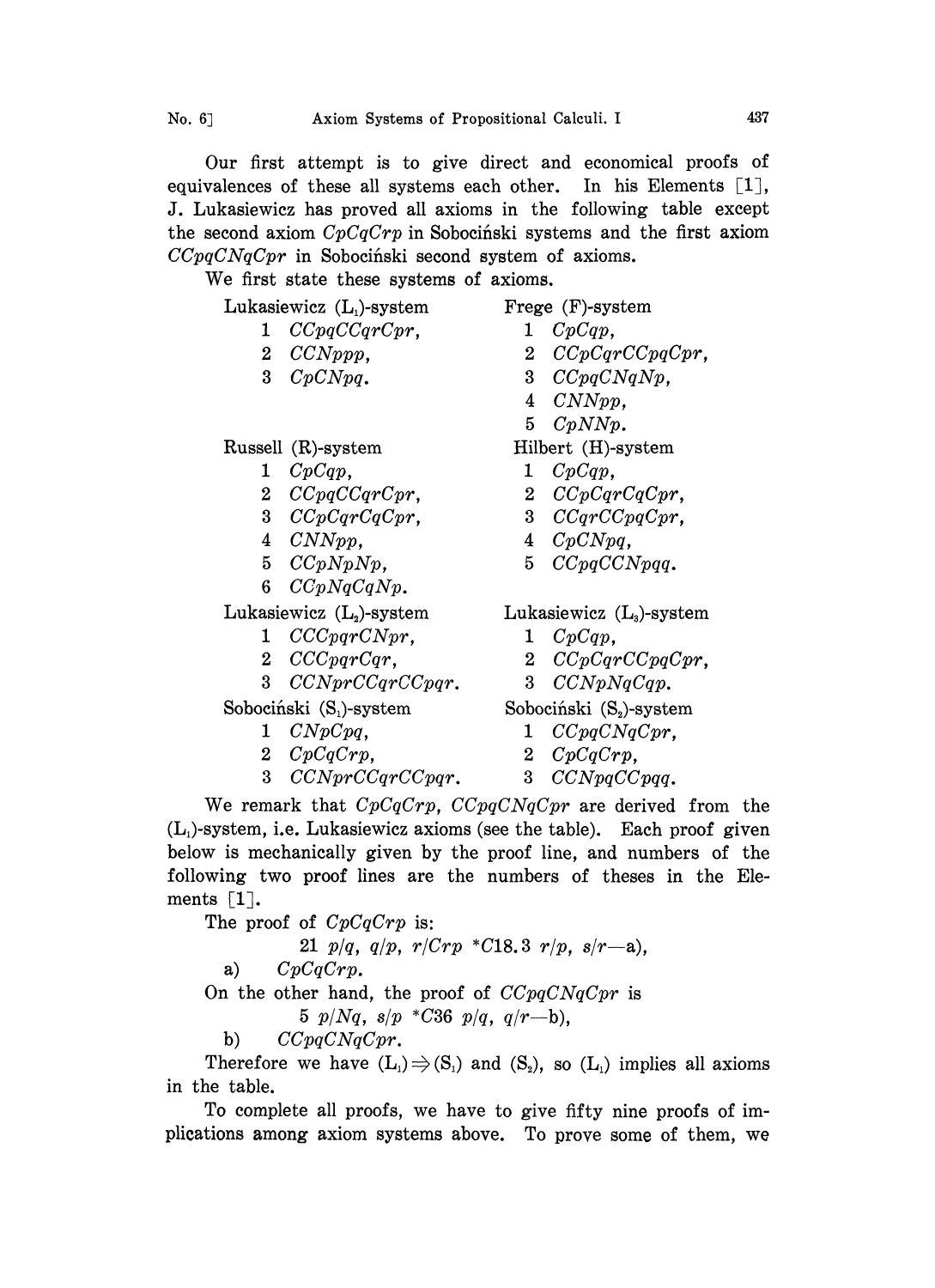Our first attempt is to give direct and economical proofs of equivalences of these all systems each other. In his Elements [1], J. Lukasiewicz has proved all axioms in the following table except the second axiom *CpCqCrp* in Sobociński systems and the first axiom *CCpqCNqCpr* in Sobociński second system of axioms.

We first state these systems of axioms.

| Lukasiewicz ($L_1$)-system | Frege (F)-system |
|---|---|
| 1 *CCpqCCqrCpr*, | 1 *CpCqp*, |
| 2 *CCNppp*, | 2 *CCpCqrCCpqCpr*, |
| 3 *CpCNpq*. | 3 *CCpqCNqNp*, |
| | 4 *CNNpp*, |
| | 5 *CpNNp*. |

| Russell (R)-system | Hilbert (H)-system |
|---|---|
| 1 *CpCqp*, | 1 *CpCqp*, |
| 2 *CCpqCCqrCpr*, | 2 *CCpCqrCqCpr*, |
| 3 *CCpCqrCqCpr*, | 3 *CCqrCCpqCpr*, |
| 4 *CNNpp*, | 4 *CpCNpq*, |
| 5 *CCpNpNp*, | 5 *CCpqCCNpqq*. |
| 6 *CCpNqCqNp*. | |

| Lukasiewicz ($L_2$)-system | Lukasiewicz ($L_3$)-system |
|---|---|
| 1 *CCCpqrCNpr*, | 1 *CpCqp*, |
| 2 *CCCpqrCqr*, | 2 *CCpCqrCCpqCpr*, |
| 3 *CCNprCCqrCCpqr*. | 3 *CCNpNqCqp*. |

| Sobociński ($S_1$)-system | Sobociński ($S_2$)-system |
|---|---|
| 1 *CNpCpq*, | 1 *CCpqCNqCpr*, |
| 2 *CpCqCrp*, | 2 *CpCqCrp*, |
| 3 *CCNprCCqrCCpqr*. | 3 *CCNpqCCpqq*. |

We remark that *CpCqCrp*, *CCpqCNqCpr* are derived from the ($L_1$)-system, i.e. Lukasiewicz axioms (see the table). Each proof given below is mechanically given by the proof line, and numbers of the following two proof lines are the numbers of theses in the Elements [1].

The proof of *CpCqCrp* is:

21 $p/q$, $q/p$, $r/Crp$ \*C18.3 $r/p$, $s/r$—a),

a) *CpCqCrp*.

On the other hand, the proof of *CCpqCNqCpr* is

5 $p/Nq$, $s/p$ \*C36 $p/q$, $q/r$—b),

b) *CCpqCNqCpr*.

Therefore we have $(L_1) \Rightarrow (S_1)$ and $(S_2)$, so $(L_1)$ implies all axioms in the table.

To complete all proofs, we have to give fifty nine proofs of implications among axiom systems above. To prove some of them, we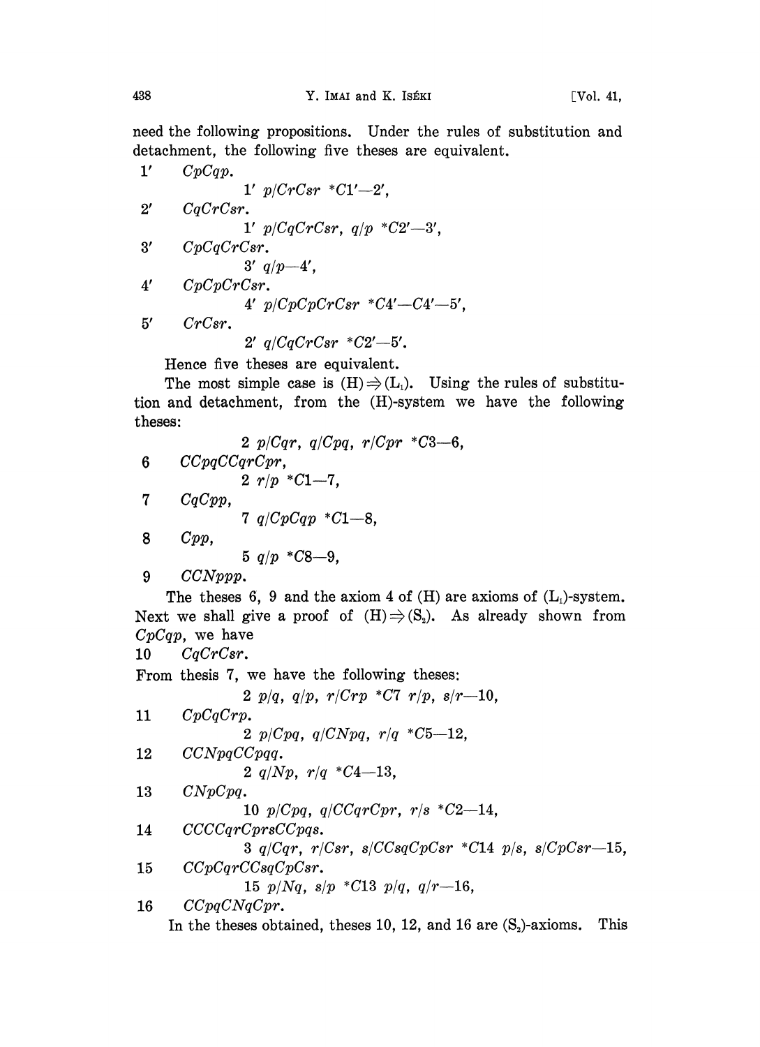need the following propositions. Under the rules of substitution and detachment, the following five theses are equivalent.

1′ *CpCqp*.

  1′ $p/CrCsr$ \*$C1'$—$2'$,

2′ *CqCrCsr*.

  1′ $p/CqCrCsr$, $q/p$ \*$C2'$—$3'$,

3′ *CpCqCrCsr*.

  3′ $q/p$—$4'$,

4′ *CpCpCrCsr*.

  4′ $p/CpCpCrCsr$ \*$C4'$—$C4'$—$5'$,

5′ *CrCsr*.

  2′ $q/CqCrCsr$ \*$C2'$—$5'$.

Hence five theses are equivalent.

The most simple case is $(H) \Rightarrow (L_1)$. Using the rules of substitution and detachment, from the (H)-system we have the following theses:

  2 $p/Cqr$, $q/Cpq$, $r/Cpr$ \*$C3$—$6$,

6 *CCpqCCqrCpr*,

  2 $r/p$ \*$C1$—$7$,

7 *CqCpp*,

  7 $q/CpCqp$ \*$C1$—$8$,

8 *Cpp*,

  5 $q/p$ \*$C8$—$9$,

9 *CCNppp*.

The theses 6, 9 and the axiom 4 of (H) are axioms of $(L_1)$-system. Next we shall give a proof of $(H) \Rightarrow (S_2)$. As already shown from *CpCqp*, we have

10 *CqCrCsr*.

From thesis 7, we have the following theses:

  2 $p/q$, $q/p$, $r/Crp$ \*$C7$ $r/p$, $s/r$—$10$,

11 *CpCqCrp*.

  2 $p/Cpq$, $q/CNpq$, $r/q$ \*$C5$—$12$,

12 *CCNpqCCpqq*.

  2 $q/Np$, $r/q$ \*$C4$—$13$,

13 *CNpCpq*.

  10 $p/Cpq$, $q/CCqrCpr$, $r/s$ \*$C2$—$14$,

14 *CCCCqrCprsCCpqs*.

  3 $q/Cqr$, $r/Csr$, $s/CCsqCpCsr$ \*$C14$ $p/s$, $s/CpCsr$—$15$,

15 *CCpCqrCCsqCpCsr*.

  15 $p/Nq$, $s/p$ \*$C13$ $p/q$, $q/r$—$16$,

16 *CCpqCNqCpr*.

In the theses obtained, theses 10, 12, and 16 are $(S_2)$-axioms. This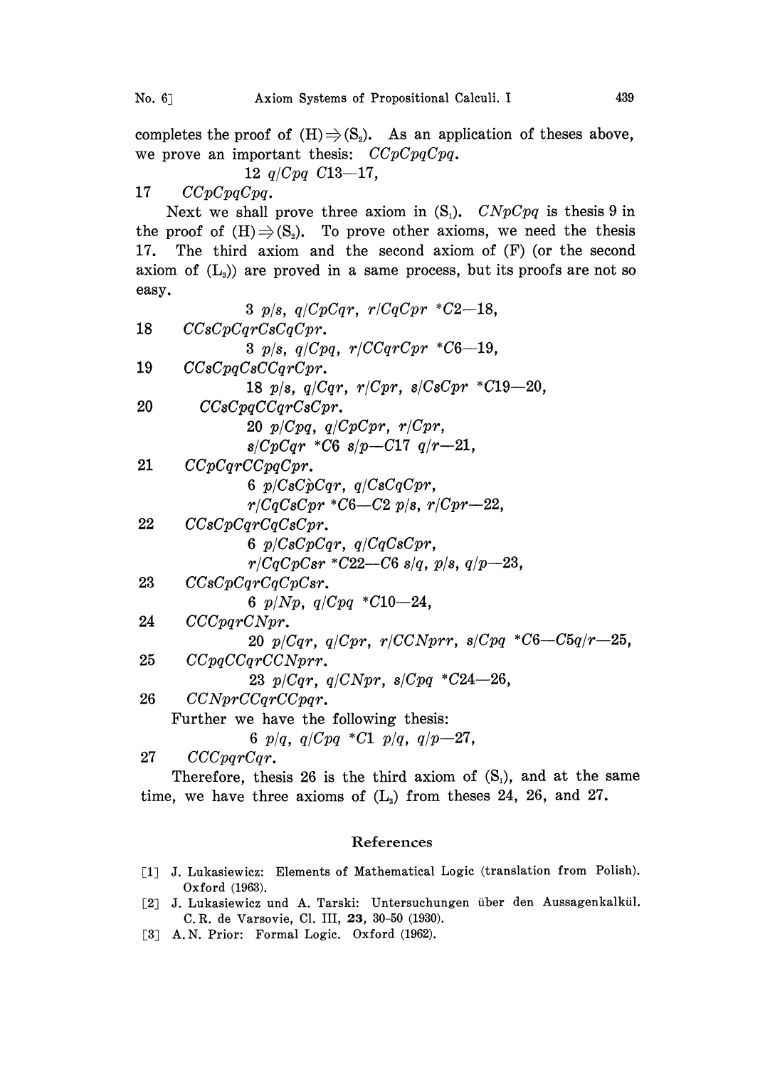completes the proof of $(H) \Rightarrow (S_2)$. As an application of theses above, we prove an important thesis: *CCpCpqCpq*.

12 *q/Cpq C*13—17,

17 *CCpCpqCpq*.

Next we shall prove three axiom in $(S_1)$. *CNpCpq* is thesis 9 in the proof of $(H) \Rightarrow (S_2)$. To prove other axioms, we need the thesis 17. The third axiom and the second axiom of (F) (or the second axiom of $(L_3)$) are proved in a same process, but its proofs are not so easy.

3 *p/s, q/CpCqr, r/CqCpr \*C*2—18,

18 *CCsCpCqrCsCqCpr*.

3 *p/s, q/Cpq, r/CCqrCpr \*C*6—19,

19 *CCsCpqCsCCqrCpr*.

18 *p/s, q/Cqr, r/Cpr, s/CsCpr \*C*19—20,

20 *CCsCpqCCqrCsCpr*.

20 *p/Cpq, q/CpCpr, r/Cpr,*
*s/CpCqr \*C*6 *s/p—C*17 *q/r*—21,

21 *CCpCqrCCpqCpr*.

6 *p/CsCpCqr, q/CsCqCpr,*
*r/CqCsCpr \*C*6—*C*2 *p/s, r/Cpr*—22,

22 *CCsCpCqrCqCsCpr*.

6 *p/CsCpCqr, q/CqCsCpr,*
*r/CqCpCsr \*C*22—*C*6 *s/q, p/s, q/p*—23,

23 *CCsCpCqrCqCpCsr*.

6 *p/Np, q/Cpq \*C*10—24,

24 *CCCpqrCNpr*.

20 *p/Cqr, q/Cpr, r/CCNprr, s/Cpq \*C*6—*C*5*q/r*—25,

25 *CCpqCCqrCCNprr*.

23 *p/Cqr, q/CNpr, s/Cpq \*C*24—26,

26 *CCNprCCqrCCpqr*.

Further we have the following thesis:

6 *p/q, q/Cpq \*C*1 *p/q, q/p*—27,

27 *CCCpqrCqr*.

Therefore, thesis 26 is the third axiom of $(S_1)$, and at the same time, we have three axioms of $(L_2)$ from theses 24, 26, and 27.

## References

[1] J. Lukasiewicz: Elements of Mathematical Logic (translation from Polish). Oxford (1963).

[2] J. Lukasiewicz und A. Tarski: Untersuchungen über den Aussagenkalkül. C. R. de Varsovie, Cl. III, **23**, 30-50 (1930).

[3] A. N. Prior: Formal Logic. Oxford (1962).